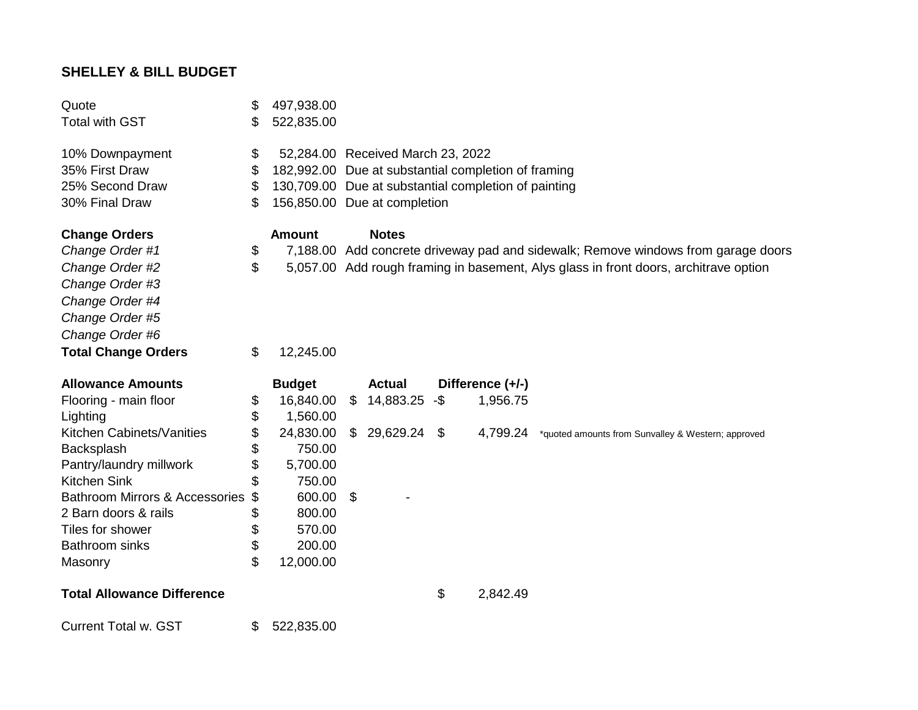## SHELLEY & BILL BUDGET

| | | |
|---|---|---|
| Quote | $ 497,938.00 | |
| Total with GST | $ 522,835.00 | |
| | | |
| 10% Downpayment | $ 52,284.00 | Received March 23, 2022 |
| 35% First Draw | $ 182,992.00 | Due at substantial completion of framing |
| 25% Second Draw | $ 130,709.00 | Due at substantial completion of painting |
| 30% Final Draw | $ 156,850.00 | Due at completion |

| **Change Orders** | **Amount** | **Notes** |
|---|---|---|
| *Change Order #1* | $ 7,188.00 | Add concrete driveway pad and sidewalk; Remove windows from garage doors |
| *Change Order #2* | $ 5,057.00 | Add rough framing in basement, Alys glass in front doors, architrave option |
| *Change Order #3* | | |
| *Change Order #4* | | |
| *Change Order #5* | | |
| *Change Order #6* | | |
| **Total Change Orders** | $ 12,245.00 | |

| **Allowance Amounts** | **Budget** | **Actual** | **Difference (+/-)** | |
|---|---|---|---|---|
| Flooring - main floor | $ 16,840.00 | $ 14,883.25 | -$ 1,956.75 | |
| Lighting | $ 1,560.00 | | | |
| Kitchen Cabinets/Vanities | $ 24,830.00 | $ 29,629.24 | $ 4,799.24 | *quoted amounts from Sunvalley & Western; approved |
| Backsplash | $ 750.00 | | | |
| Pantry/laundry millwork | $ 5,700.00 | | | |
| Kitchen Sink | $ 750.00 | | | |
| Bathroom Mirrors & Accessories | $ 600.00 | $ - | | |
| 2 Barn doors & rails | $ 800.00 | | | |
| Tiles for shower | $ 570.00 | | | |
| Bathroom sinks | $ 200.00 | | | |
| Masonry | $ 12,000.00 | | | |
| | | | | |
| **Total Allowance Difference** | | | $ 2,842.49 | |

| | |
|---|---|
| Current Total w. GST | $ 522,835.00 |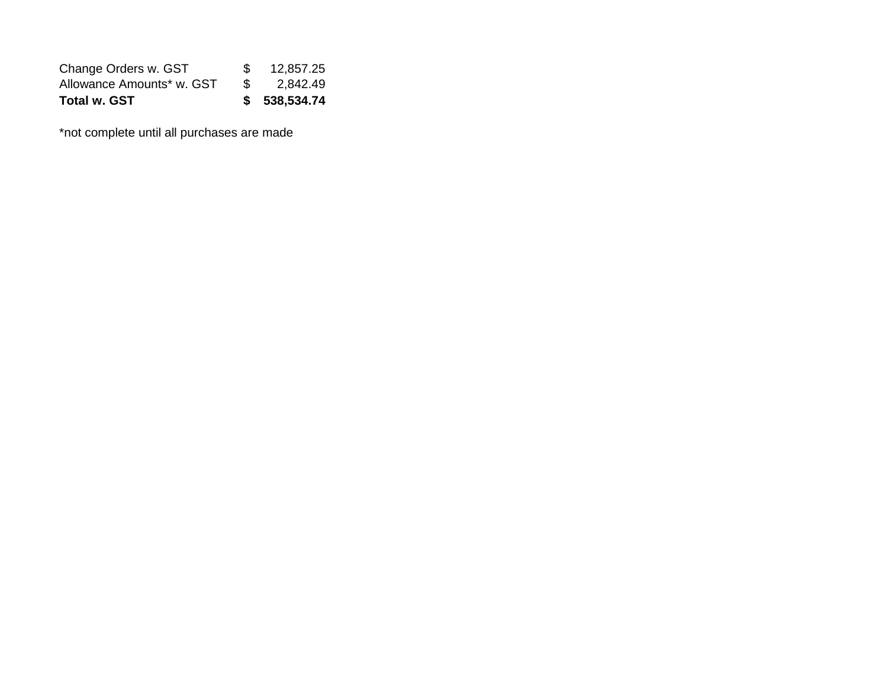| | | |
|---|---|---|
| Change Orders w. GST | $ | 12,857.25 |
| Allowance Amounts* w. GST | $ | 2,842.49 |
| **Total w. GST** | **$** | **538,534.74** |

*not complete until all purchases are made